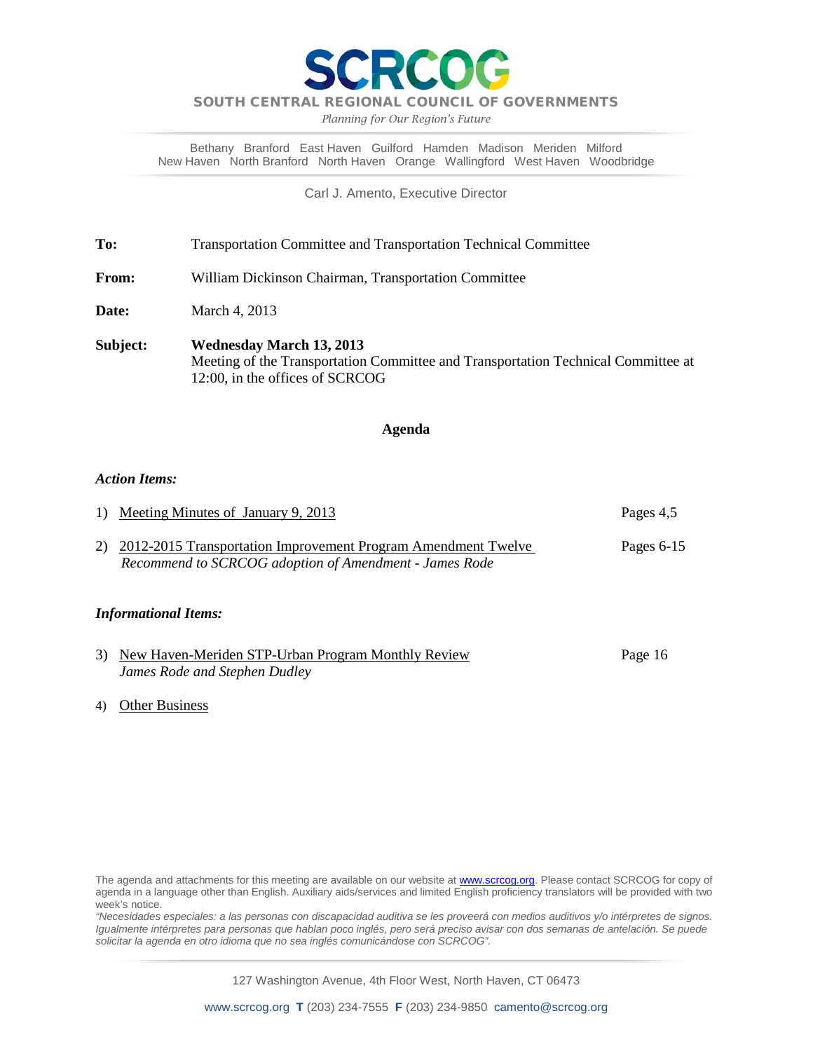# SCRCOG

**SOUTH CENTRAL REGIONAL COUNCIL OF GOVERNMENTS**

*Planning for Our Region's Future*

Bethany Branford East Haven Guilford Hamden Madison Meriden Milford
New Haven North Branford North Haven Orange Wallingford West Haven Woodbridge

Carl J. Amento, Executive Director

**To:** Transportation Committee and Transportation Technical Committee

**From:** William Dickinson Chairman, Transportation Committee

**Date:** March 4, 2013

**Subject:** **Wednesday March 13, 2013**
Meeting of the Transportation Committee and Transportation Technical Committee at 12:00, in the offices of SCRCOG

## Agenda

### *Action Items:*

1) Meeting Minutes of January 9, 2013 — Pages 4,5

2) 2012-2015 Transportation Improvement Program Amendment Twelve — Pages 6-15
*Recommend to SCRCOG adoption of Amendment - James Rode*

### *Informational Items:*

3) New Haven-Meriden STP-Urban Program Monthly Review — Page 16
*James Rode and Stephen Dudley*

4) Other Business

The agenda and attachments for this meeting are available on our website at www.scrcog.org. Please contact SCRCOG for copy of agenda in a language other than English. Auxiliary aids/services and limited English proficiency translators will be provided with two week's notice.

*"Necesidades especiales: a las personas con discapacidad auditiva se les proveerá con medios auditivos y/o intérpretes de signos. Igualmente intérpretes para personas que hablan poco inglés, pero será preciso avisar con dos semanas de antelación. Se puede solicitar la agenda en otro idioma que no sea inglés comunicándose con SCRCOG".*

127 Washington Avenue, 4th Floor West, North Haven, CT 06473

www.scrcog.org **T** (203) 234-7555 **F** (203) 234-9850 camento@scrcog.org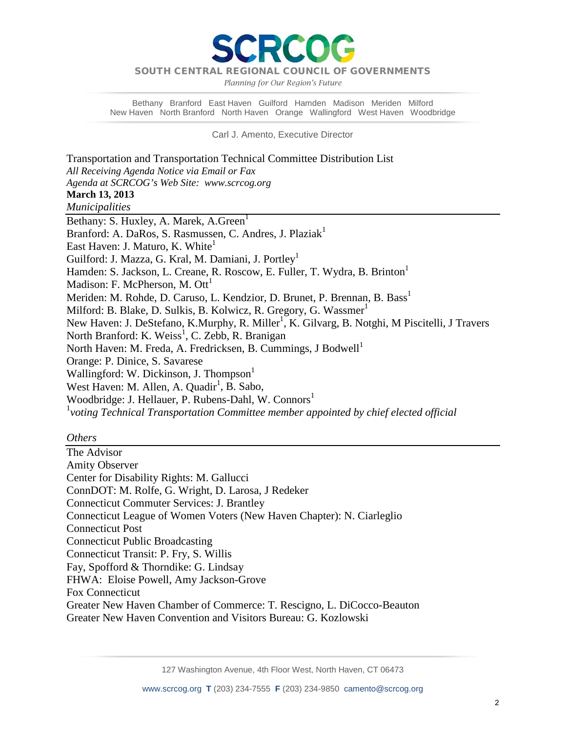# SCRCOG

**SOUTH CENTRAL REGIONAL COUNCIL OF GOVERNMENTS**

*Planning for Our Region's Future*

Bethany Branford East Haven Guilford Hamden Madison Meriden Milford
New Haven North Branford North Haven Orange Wallingford West Haven Woodbridge

Carl J. Amento, Executive Director

Transportation and Transportation Technical Committee Distribution List
*All Receiving Agenda Notice via Email or Fax*
*Agenda at SCRCOG's Web Site: www.scrcog.org*
**March 13, 2013**

*Municipalities*

Bethany: S. Huxley, A. Marek, A.Green[1]
Branford: A. DaRos, S. Rasmussen, C. Andres, J. Plaziak[1]
East Haven: J. Maturo, K. White[1]
Guilford: J. Mazza, G. Kral, M. Damiani, J. Portley[1]
Hamden: S. Jackson, L. Creane, R. Roscow, E. Fuller, T. Wydra, B. Brinton[1]
Madison: F. McPherson, M. Ott[1]
Meriden: M. Rohde, D. Caruso, L. Kendzior, D. Brunet, P. Brennan, B. Bass[1]
Milford: B. Blake, D. Sulkis, B. Kolwicz, R. Gregory, G. Wassmer[1]
New Haven: J. DeStefano, K.Murphy, R. Miller[1], K. Gilvarg, B. Notghi, M Piscitelli, J Travers
North Branford: K. Weiss[1], C. Zebb, R. Branigan
North Haven: M. Freda, A. Fredricksen, B. Cummings, J Bodwell[1]
Orange: P. Dinice, S. Savarese
Wallingford: W. Dickinson, J. Thompson[1]
West Haven: M. Allen, A. Quadir[1], B. Sabo,
Woodbridge: J. Hellauer, P. Rubens-Dahl, W. Connors[1]

[1]*voting Technical Transportation Committee member appointed by chief elected official*

*Others*

The Advisor
Amity Observer
Center for Disability Rights: M. Gallucci
ConnDOT: M. Rolfe, G. Wright, D. Larosa, J Redeker
Connecticut Commuter Services: J. Brantley
Connecticut League of Women Voters (New Haven Chapter): N. Ciarleglio
Connecticut Post
Connecticut Public Broadcasting
Connecticut Transit: P. Fry, S. Willis
Fay, Spofford & Thorndike: G. Lindsay
FHWA: Eloise Powell, Amy Jackson-Grove
Fox Connecticut
Greater New Haven Chamber of Commerce: T. Rescigno, L. DiCocco-Beauton
Greater New Haven Convention and Visitors Bureau: G. Kozlowski

127 Washington Avenue, 4th Floor West, North Haven, CT 06473

www.scrcog.org **T** (203) 234-7555 **F** (203) 234-9850 camento@scrcog.org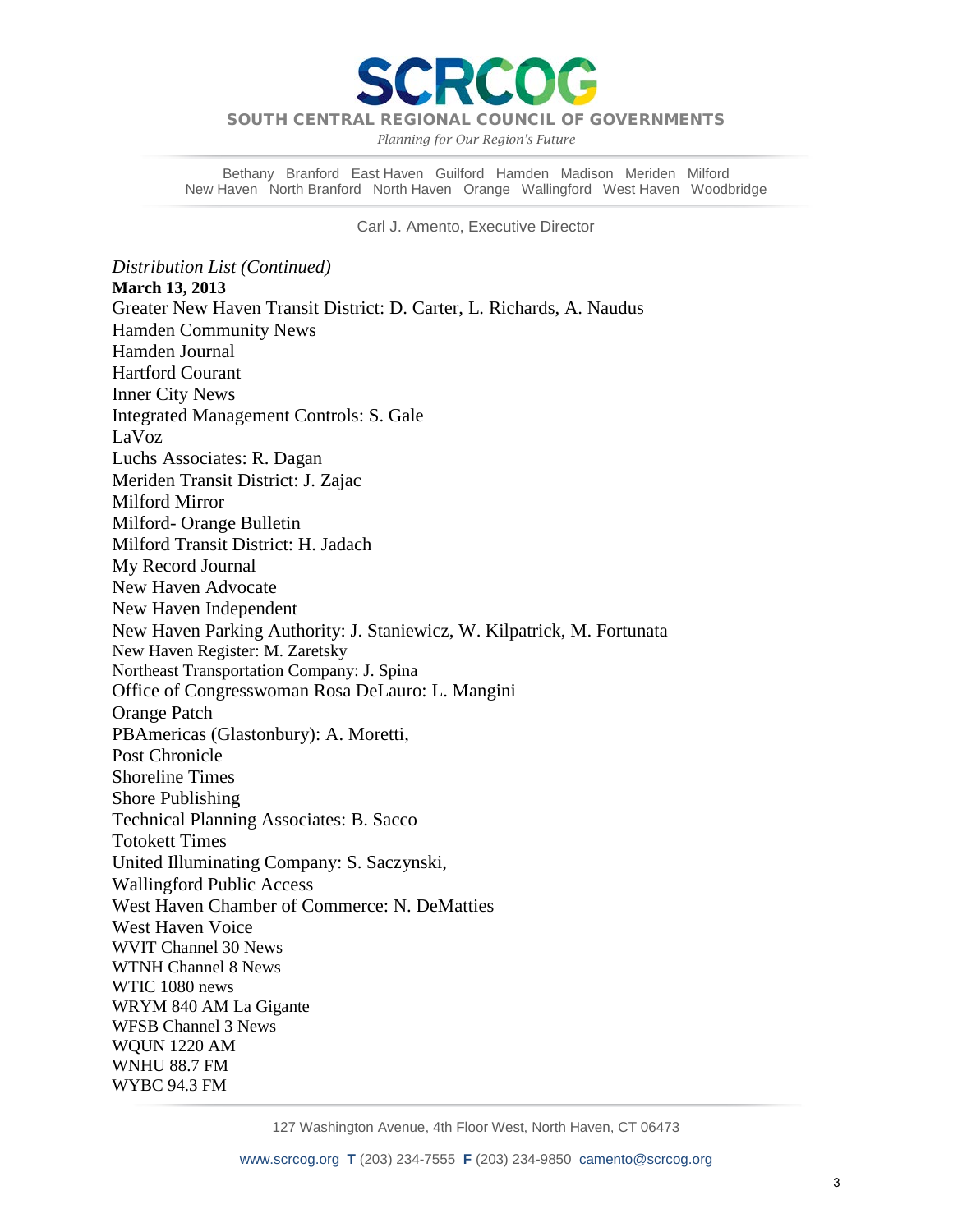# SCRCOG

**SOUTH CENTRAL REGIONAL COUNCIL OF GOVERNMENTS**

*Planning for Our Region's Future*

Bethany Branford East Haven Guilford Hamden Madison Meriden Milford
New Haven North Branford North Haven Orange Wallingford West Haven Woodbridge

Carl J. Amento, Executive Director

*Distribution List (Continued)*

**March 13, 2013**

Greater New Haven Transit District: D. Carter, L. Richards, A. Naudus
Hamden Community News
Hamden Journal
Hartford Courant
Inner City News
Integrated Management Controls: S. Gale
LaVoz
Luchs Associates: R. Dagan
Meriden Transit District: J. Zajac
Milford Mirror
Milford- Orange Bulletin
Milford Transit District: H. Jadach
My Record Journal
New Haven Advocate
New Haven Independent
New Haven Parking Authority: J. Staniewicz, W. Kilpatrick, M. Fortunata
New Haven Register: M. Zaretsky
Northeast Transportation Company: J. Spina
Office of Congresswoman Rosa DeLauro: L. Mangini
Orange Patch
PBAmericas (Glastonbury): A. Moretti,
Post Chronicle
Shoreline Times
Shore Publishing
Technical Planning Associates: B. Sacco
Totokett Times
United Illuminating Company: S. Saczynski,
Wallingford Public Access
West Haven Chamber of Commerce: N. DeMatties
West Haven Voice
WVIT Channel 30 News
WTNH Channel 8 News
WTIC 1080 news
WRYM 840 AM La Gigante
WFSB Channel 3 News
WQUN 1220 AM
WNHU 88.7 FM
WYBC 94.3 FM

127 Washington Avenue, 4th Floor West, North Haven, CT 06473

www.scrcog.org **T** (203) 234-7555 **F** (203) 234-9850 camento@scrcog.org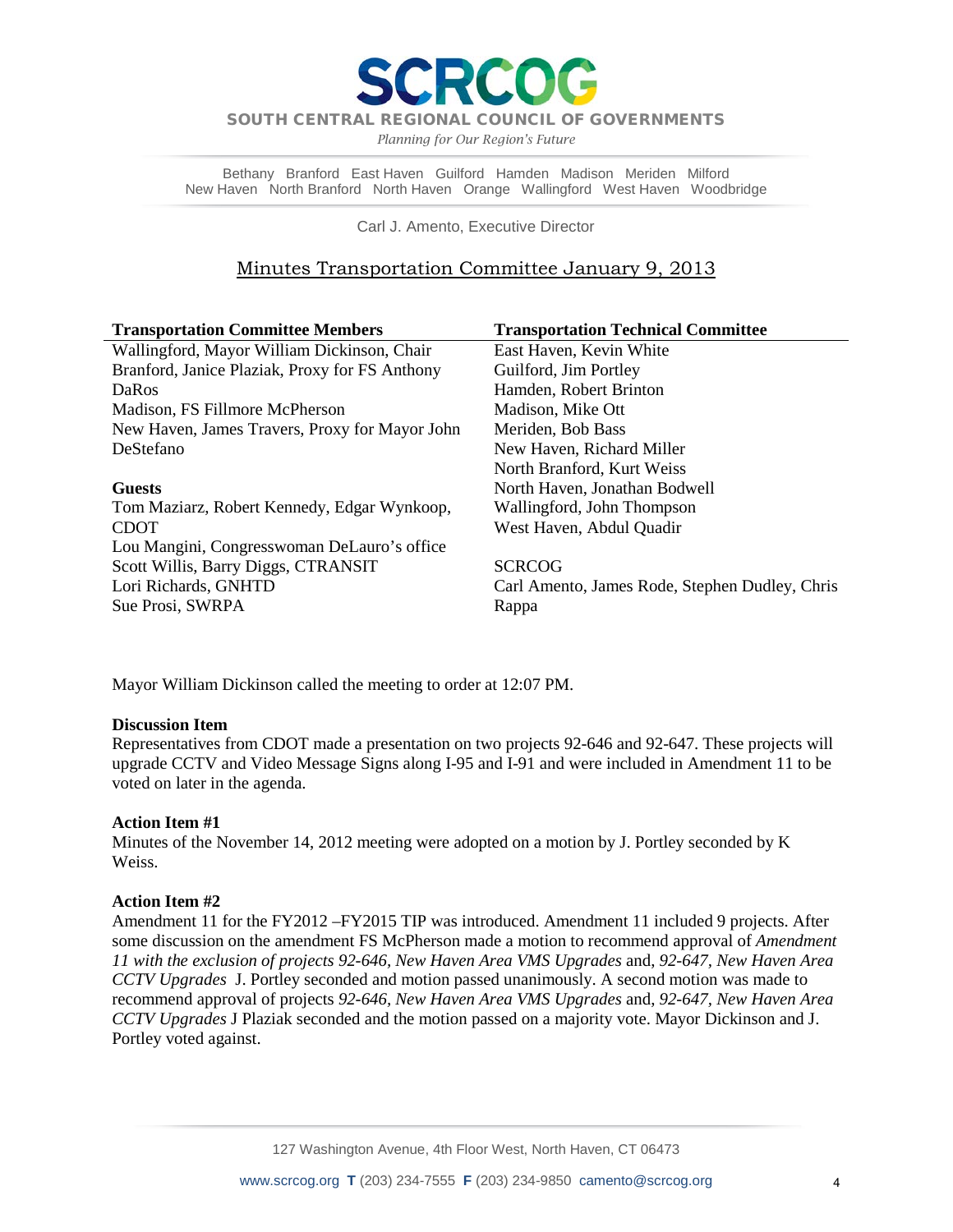# SCRCOG

**SOUTH CENTRAL REGIONAL COUNCIL OF GOVERNMENTS**

*Planning for Our Region's Future*

Bethany Branford East Haven Guilford Hamden Madison Meriden Milford
New Haven North Branford North Haven Orange Wallingford West Haven Woodbridge

Carl J. Amento, Executive Director

## Minutes Transportation Committee January 9, 2013

| **Transportation Committee Members** | **Transportation Technical Committee** |
|---|---|
| Wallingford, Mayor William Dickinson, Chair | East Haven, Kevin White |
| Branford, Janice Plaziak, Proxy for FS Anthony DaRos | Guilford, Jim Portley |
| Madison, FS Fillmore McPherson | Hamden, Robert Brinton |
| New Haven, James Travers, Proxy for Mayor John DeStefano | Madison, Mike Ott |
| | Meriden, Bob Bass |
| | New Haven, Richard Miller |
| | North Branford, Kurt Weiss |
| **Guests** | North Haven, Jonathan Bodwell |
| Tom Maziarz, Robert Kennedy, Edgar Wynkoop, CDOT | Wallingford, John Thompson |
| Lou Mangini, Congresswoman DeLauro's office | West Haven, Abdul Quadir |
| Scott Willis, Barry Diggs, CTRANSIT | SCRCOG |
| Lori Richards, GNHTD | Carl Amento, James Rode, Stephen Dudley, Chris Rappa |
| Sue Prosi, SWRPA | |

Mayor William Dickinson called the meeting to order at 12:07 PM.

**Discussion Item**

Representatives from CDOT made a presentation on two projects 92-646 and 92-647. These projects will upgrade CCTV and Video Message Signs along I-95 and I-91 and were included in Amendment 11 to be voted on later in the agenda.

**Action Item #1**

Minutes of the November 14, 2012 meeting were adopted on a motion by J. Portley seconded by K Weiss.

**Action Item #2**

Amendment 11 for the FY2012 –FY2015 TIP was introduced. Amendment 11 included 9 projects. After some discussion on the amendment FS McPherson made a motion to recommend approval of *Amendment 11 with the exclusion of projects 92-646, New Haven Area VMS Upgrades* and, *92-647, New Haven Area CCTV Upgrades* J. Portley seconded and motion passed unanimously. A second motion was made to recommend approval of projects *92-646, New Haven Area VMS Upgrades* and, *92-647, New Haven Area CCTV Upgrades* J Plaziak seconded and the motion passed on a majority vote. Mayor Dickinson and J. Portley voted against.

127 Washington Avenue, 4th Floor West, North Haven, CT 06473

www.scrcog.org **T** (203) 234-7555 **F** (203) 234-9850 camento@scrcog.org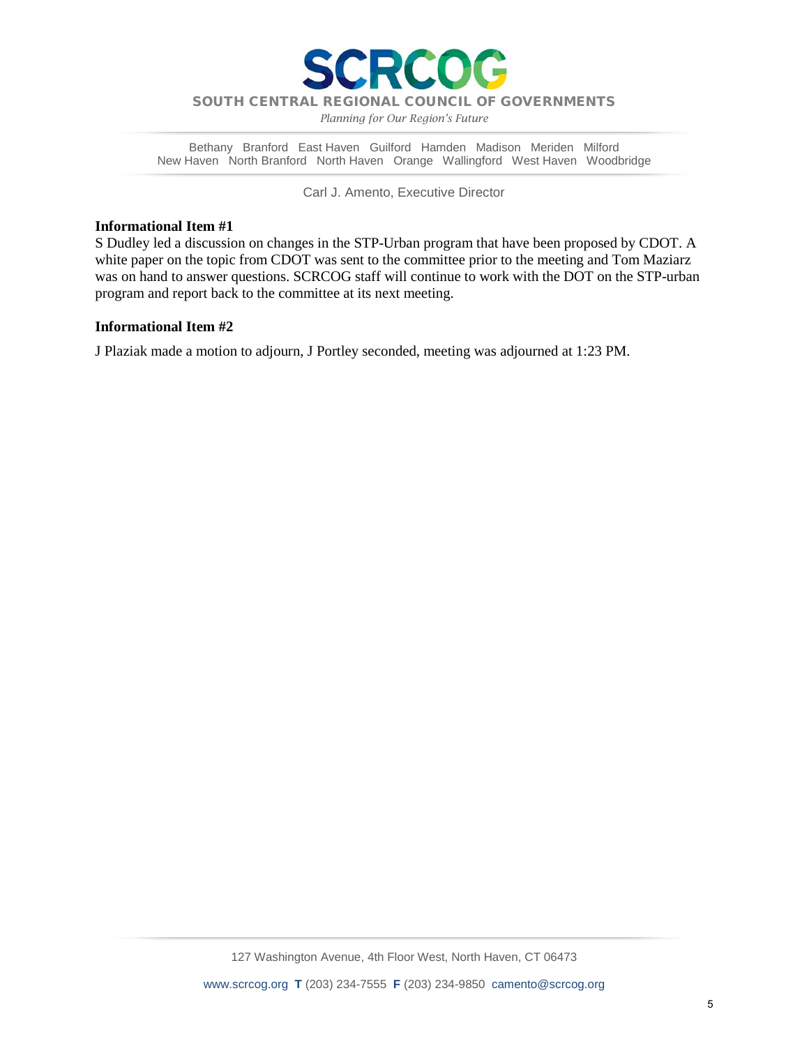# SCRCOG

**SOUTH CENTRAL REGIONAL COUNCIL OF GOVERNMENTS**

*Planning for Our Region's Future*

Bethany Branford East Haven Guilford Hamden Madison Meriden Milford New Haven North Branford North Haven Orange Wallingford West Haven Woodbridge

Carl J. Amento, Executive Director

**Informational Item #1**

S Dudley led a discussion on changes in the STP-Urban program that have been proposed by CDOT. A white paper on the topic from CDOT was sent to the committee prior to the meeting and Tom Maziarz was on hand to answer questions. SCRCOG staff will continue to work with the DOT on the STP-urban program and report back to the committee at its next meeting.

**Informational Item #2**

J Plaziak made a motion to adjourn, J Portley seconded, meeting was adjourned at 1:23 PM.

127 Washington Avenue, 4th Floor West, North Haven, CT 06473

www.scrcog.org **T** (203) 234-7555 **F** (203) 234-9850 camento@scrcog.org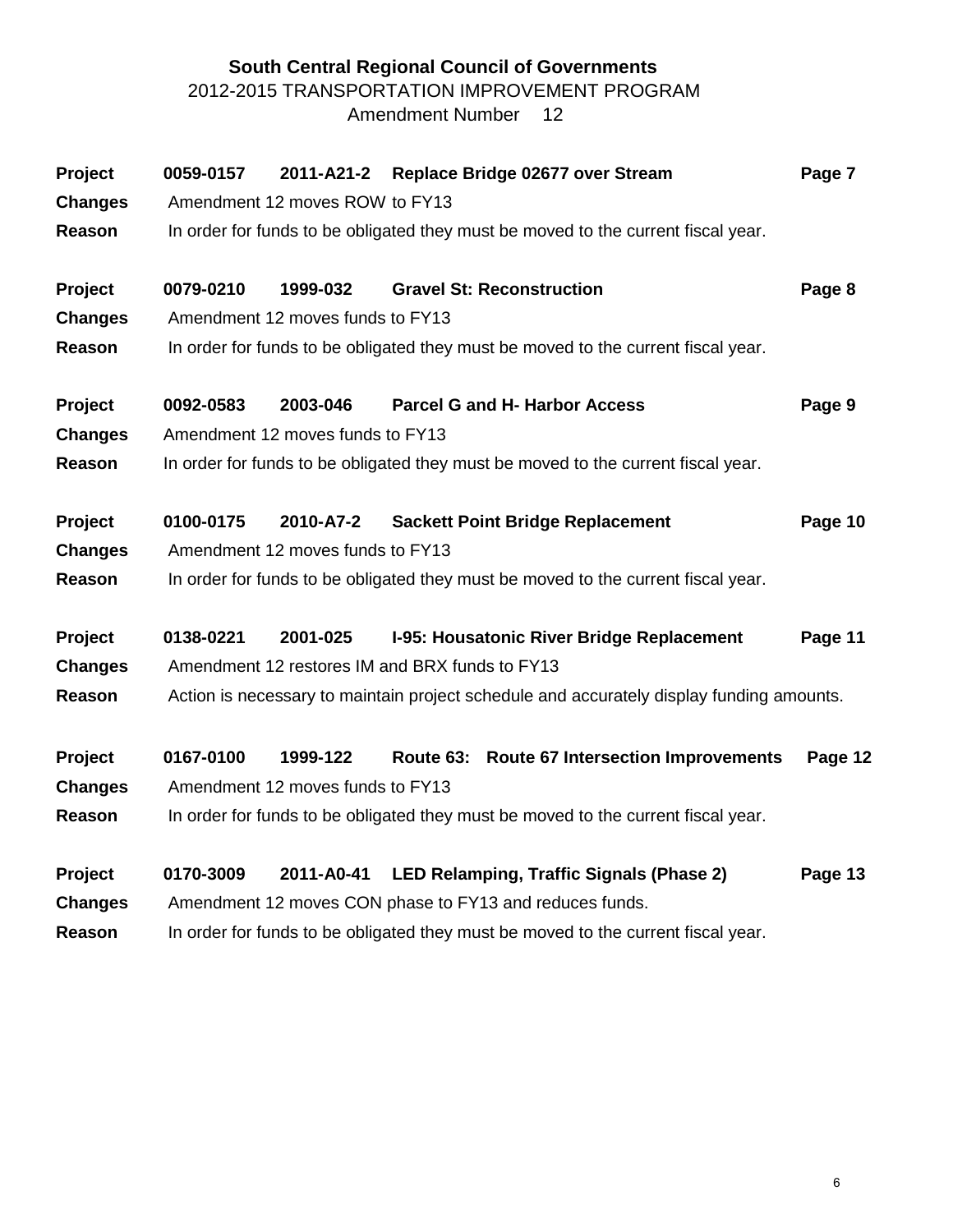**South Central Regional Council of Governments**

2012-2015 TRANSPORTATION IMPROVEMENT PROGRAM

Amendment Number 12

**Project** **0059-0157** **2011-A21-2** **Replace Bridge 02677 over Stream** **Page 7**

**Changes** Amendment 12 moves ROW to FY13

**Reason** In order for funds to be obligated they must be moved to the current fiscal year.

**Project** **0079-0210** **1999-032** **Gravel St: Reconstruction** **Page 8**

**Changes** Amendment 12 moves funds to FY13

**Reason** In order for funds to be obligated they must be moved to the current fiscal year.

**Project** **0092-0583** **2003-046** **Parcel G and H- Harbor Access** **Page 9**

**Changes** Amendment 12 moves funds to FY13

**Reason** In order for funds to be obligated they must be moved to the current fiscal year.

**Project** **0100-0175** **2010-A7-2** **Sackett Point Bridge Replacement** **Page 10**

**Changes** Amendment 12 moves funds to FY13

**Reason** In order for funds to be obligated they must be moved to the current fiscal year.

**Project** **0138-0221** **2001-025** **I-95: Housatonic River Bridge Replacement** **Page 11**

**Changes** Amendment 12 restores IM and BRX funds to FY13

**Reason** Action is necessary to maintain project schedule and accurately display funding amounts.

**Project** **0167-0100** **1999-122** **Route 63: Route 67 Intersection Improvements** **Page 12**

**Changes** Amendment 12 moves funds to FY13

**Reason** In order for funds to be obligated they must be moved to the current fiscal year.

**Project** **0170-3009** **2011-A0-41** **LED Relamping, Traffic Signals (Phase 2)** **Page 13**

**Changes** Amendment 12 moves CON phase to FY13 and reduces funds.

**Reason** In order for funds to be obligated they must be moved to the current fiscal year.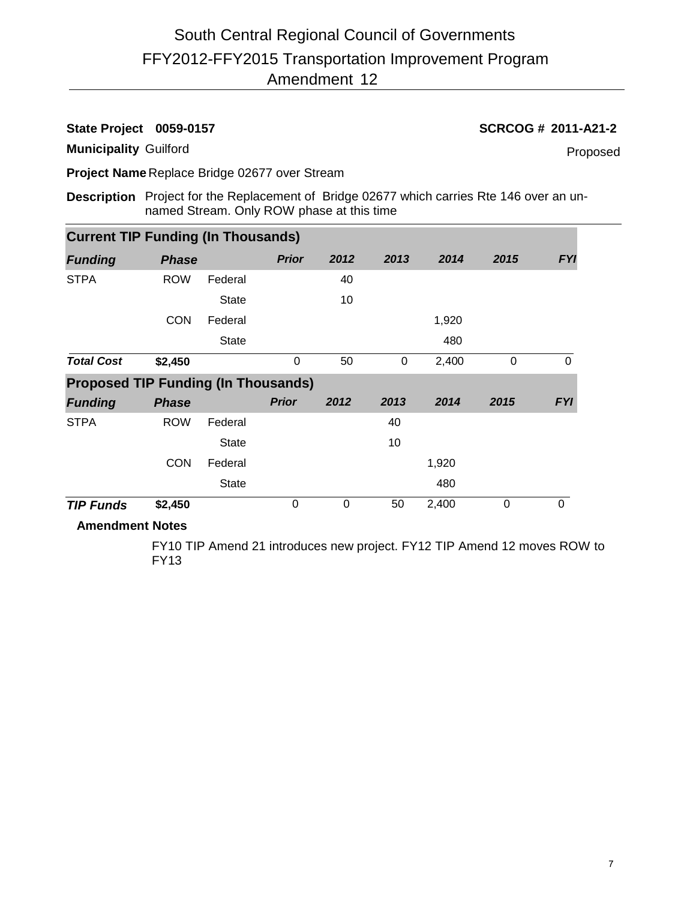# South Central Regional Council of Governments

## FFY2012-FFY2015 Transportation Improvement Program

## Amendment 12

**State Project** **0059-0157** **SCRCOG # 2011-A21-2**

**Municipality** Guilford

Proposed

**Project Name** Replace Bridge 02677 over Stream

**Description** Project for the Replacement of Bridge 02677 which carries Rte 146 over an un-named Stream. Only ROW phase at this time

### Current TIP Funding (In Thousands)

| *Funding* | *Phase* | | *Prior* | *2012* | *2013* | *2014* | *2015* | *FYI* |
|---|---|---|---|---|---|---|---|---|
| STPA | ROW | Federal | | 40 | | | | |
| | | State | | 10 | | | | |
| | CON | Federal | | | | 1,920 | | |
| | | State | | | | 480 | | |
| ***Total Cost*** | **$2,450** | | 0 | 50 | 0 | 2,400 | 0 | 0 |

### Proposed TIP Funding (In Thousands)

| *Funding* | *Phase* | | *Prior* | *2012* | *2013* | *2014* | *2015* | *FYI* |
|---|---|---|---|---|---|---|---|---|
| STPA | ROW | Federal | | | 40 | | | |
| | | State | | | 10 | | | |
| | CON | Federal | | | | 1,920 | | |
| | | State | | | | 480 | | |
| ***TIP Funds*** | **$2,450** | | 0 | 0 | 50 | 2,400 | 0 | 0 |

**Amendment Notes**

FY10 TIP Amend 21 introduces new project. FY12 TIP Amend 12 moves ROW to FY13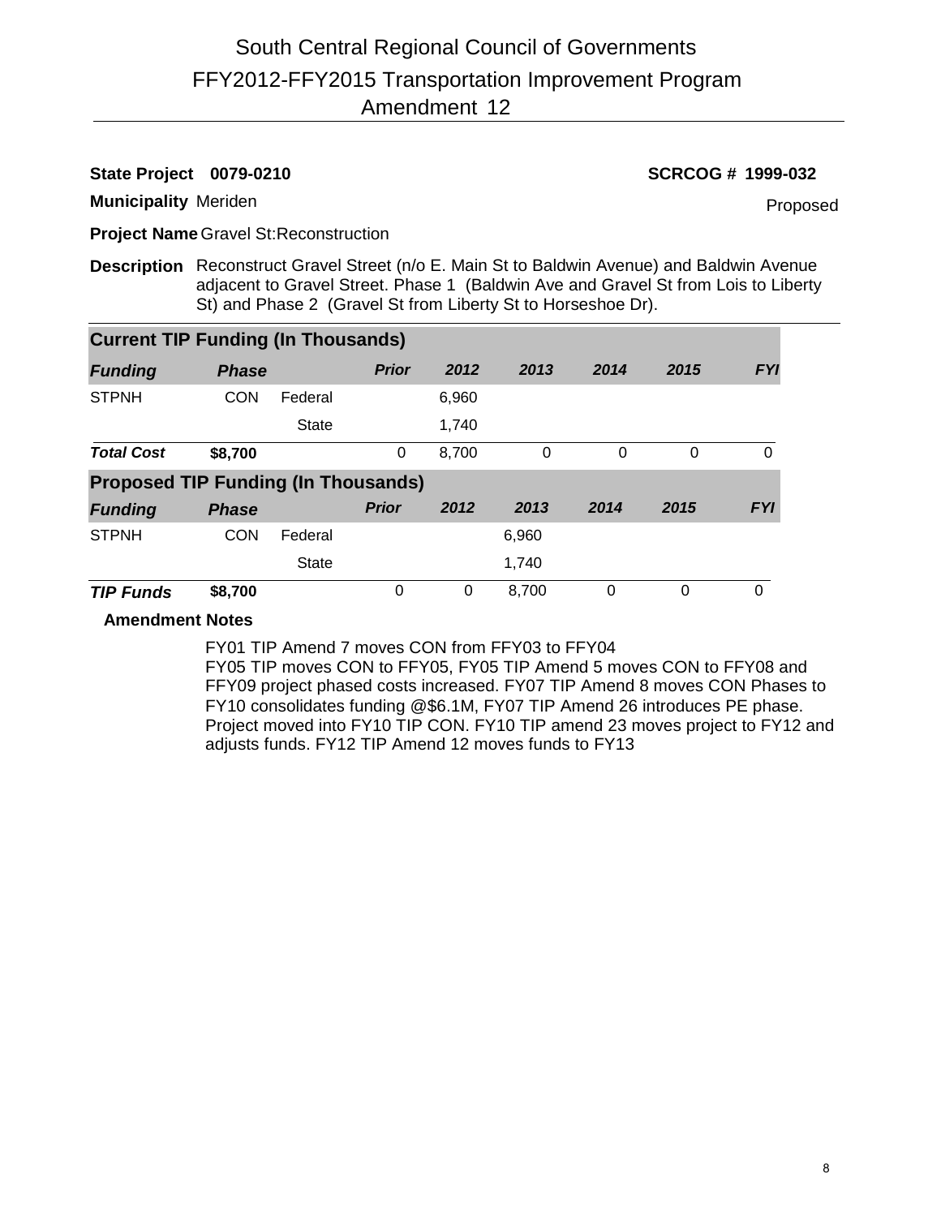# South Central Regional Council of Governments
## FFY2012-FFY2015 Transportation Improvement Program
## Amendment 12

**State Project 0079-0210** **SCRCOG # 1999-032**

**Municipality** Meriden Proposed

**Project Name** Gravel St:Reconstruction

**Description** Reconstruct Gravel Street (n/o E. Main St to Baldwin Avenue) and Baldwin Avenue adjacent to Gravel Street. Phase 1 (Baldwin Ave and Gravel St from Lois to Liberty St) and Phase 2 (Gravel St from Liberty St to Horseshoe Dr).

**Current TIP Funding (In Thousands)**

| *Funding* | *Phase* | | *Prior* | *2012* | *2013* | *2014* | *2015* | *FYI* |
|---|---|---|---|---|---|---|---|---|
| STPNH | CON | Federal | | 6,960 | | | | |
| | | State | | 1,740 | | | | |
| ***Total Cost*** | **$8,700** | | 0 | 8,700 | 0 | 0 | 0 | 0 |

**Proposed TIP Funding (In Thousands)**

| *Funding* | *Phase* | | *Prior* | *2012* | *2013* | *2014* | *2015* | *FYI* |
|---|---|---|---|---|---|---|---|---|
| STPNH | CON | Federal | | | 6,960 | | | |
| | | State | | | 1,740 | | | |
| ***TIP Funds*** | **$8,700** | | 0 | 0 | 8,700 | 0 | 0 | 0 |

**Amendment Notes**

FY01 TIP Amend 7 moves CON from FFY03 to FFY04
FY05 TIP moves CON to FFY05, FY05 TIP Amend 5 moves CON to FFY08 and FFY09 project phased costs increased. FY07 TIP Amend 8 moves CON Phases to FY10 consolidates funding @$6.1M, FY07 TIP Amend 26 introduces PE phase. Project moved into FY10 TIP CON. FY10 TIP amend 23 moves project to FY12 and adjusts funds. FY12 TIP Amend 12 moves funds to FY13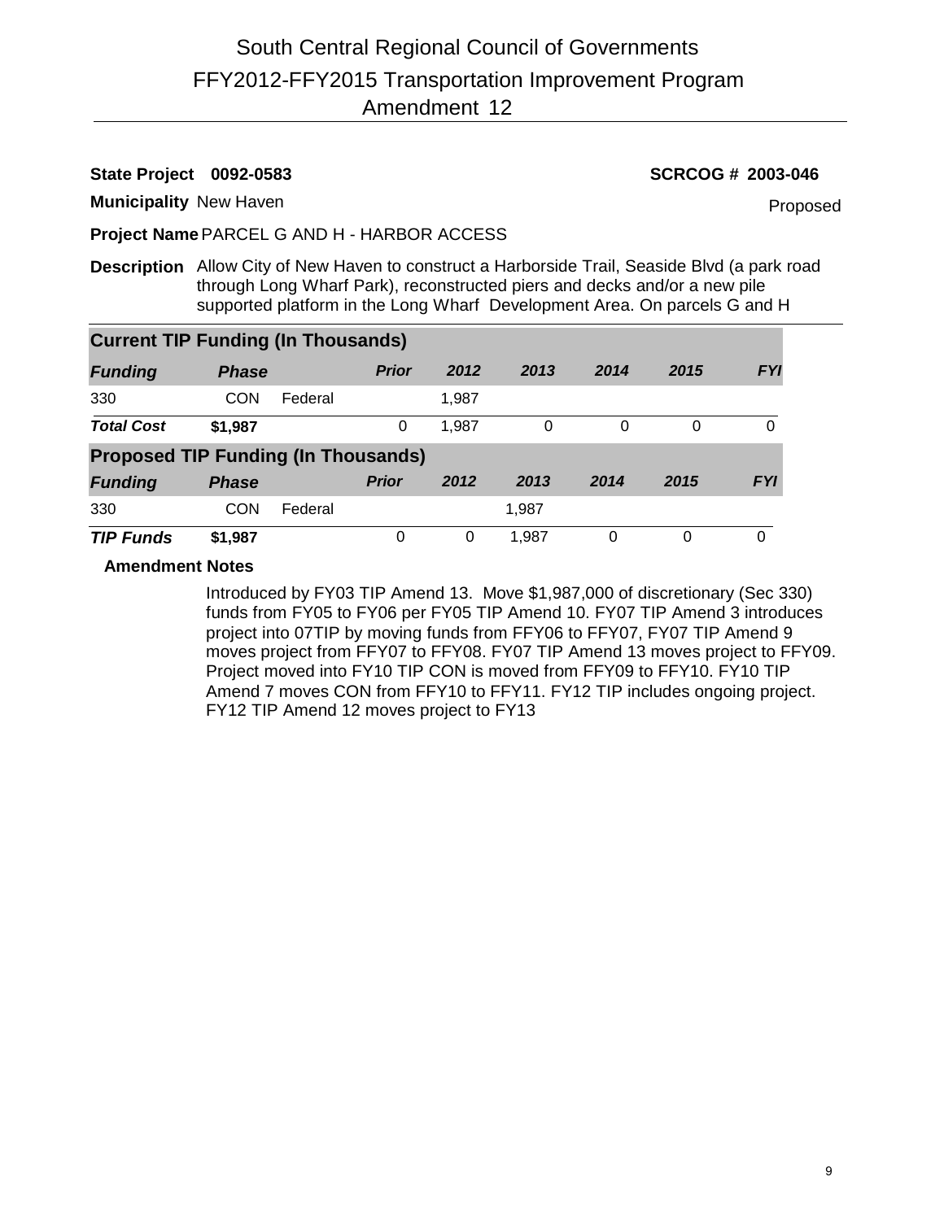# South Central Regional Council of Governments

## FFY2012-FFY2015 Transportation Improvement Program

## Amendment 12

**State Project 0092-0583** **SCRCOG # 2003-046**

**Municipality** New Haven Proposed

**Project Name** PARCEL G AND H - HARBOR ACCESS

**Description** Allow City of New Haven to construct a Harborside Trail, Seaside Blvd (a park road through Long Wharf Park), reconstructed piers and decks and/or a new pile supported platform in the Long Wharf Development Area. On parcels G and H

**Current TIP Funding (In Thousands)**

| *Funding* | *Phase* | | *Prior* | *2012* | *2013* | *2014* | *2015* | *FYI* |
|---|---|---|---|---|---|---|---|---|
| 330 | CON | Federal | | 1,987 | | | | |
| ***Total Cost*** | **$1,987** | | 0 | 1,987 | 0 | 0 | 0 | 0 |

**Proposed TIP Funding (In Thousands)**

| *Funding* | *Phase* | | *Prior* | *2012* | *2013* | *2014* | *2015* | *FYI* |
|---|---|---|---|---|---|---|---|---|
| 330 | CON | Federal | | | 1,987 | | | |
| ***TIP Funds*** | **$1,987** | | 0 | 0 | 1,987 | 0 | 0 | 0 |

**Amendment Notes**

Introduced by FY03 TIP Amend 13. Move $1,987,000 of discretionary (Sec 330) funds from FY05 to FY06 per FY05 TIP Amend 10. FY07 TIP Amend 3 introduces project into 07TIP by moving funds from FFY06 to FFY07, FY07 TIP Amend 9 moves project from FFY07 to FFY08. FY07 TIP Amend 13 moves project to FFY09. Project moved into FY10 TIP CON is moved from FFY09 to FFY10. FY10 TIP Amend 7 moves CON from FFY10 to FFY11. FY12 TIP includes ongoing project. FY12 TIP Amend 12 moves project to FY13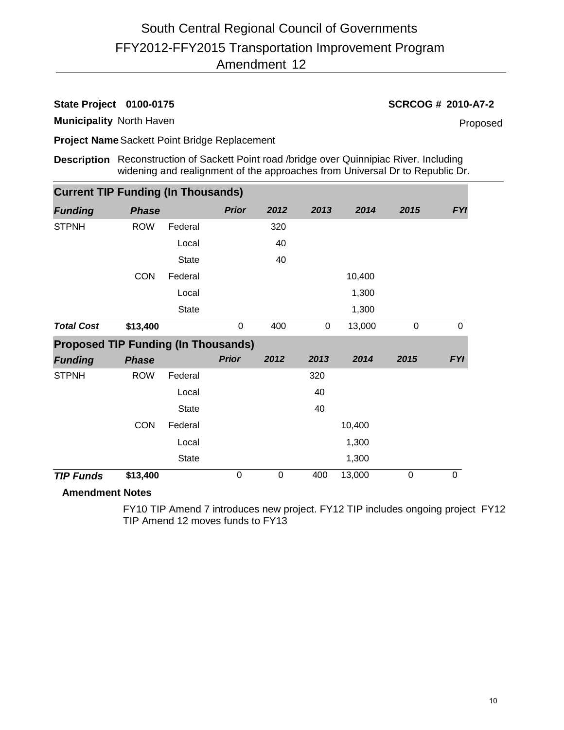# South Central Regional Council of Governments
## FFY2012-FFY2015 Transportation Improvement Program
## Amendment 12

**State Project** **0100-0175** **SCRCOG # 2010-A7-2**

**Municipality** North Haven Proposed

**Project Name** Sackett Point Bridge Replacement

**Description** Reconstruction of Sackett Point road /bridge over Quinnipiac River. Including widening and realignment of the approaches from Universal Dr to Republic Dr.

**Current TIP Funding (In Thousands)**

| *Funding* | *Phase* | | *Prior* | *2012* | *2013* | *2014* | *2015* | *FYI* |
|---|---|---|---|---|---|---|---|---|
| STPNH | ROW | Federal | | 320 | | | | |
| | | Local | | 40 | | | | |
| | | State | | 40 | | | | |
| | CON | Federal | | | | 10,400 | | |
| | | Local | | | | 1,300 | | |
| | | State | | | | 1,300 | | |
| ***Total Cost*** | **$13,400** | | 0 | 400 | 0 | 13,000 | 0 | 0 |

**Proposed TIP Funding (In Thousands)**

| *Funding* | *Phase* | | *Prior* | *2012* | *2013* | *2014* | *2015* | *FYI* |
|---|---|---|---|---|---|---|---|---|
| STPNH | ROW | Federal | | | 320 | | | |
| | | Local | | | 40 | | | |
| | | State | | | 40 | | | |
| | CON | Federal | | | | 10,400 | | |
| | | Local | | | | 1,300 | | |
| | | State | | | | 1,300 | | |
| ***TIP Funds*** | **$13,400** | | 0 | 0 | 400 | 13,000 | 0 | 0 |

**Amendment Notes**

FY10 TIP Amend 7 introduces new project. FY12 TIP includes ongoing project FY12 TIP Amend 12 moves funds to FY13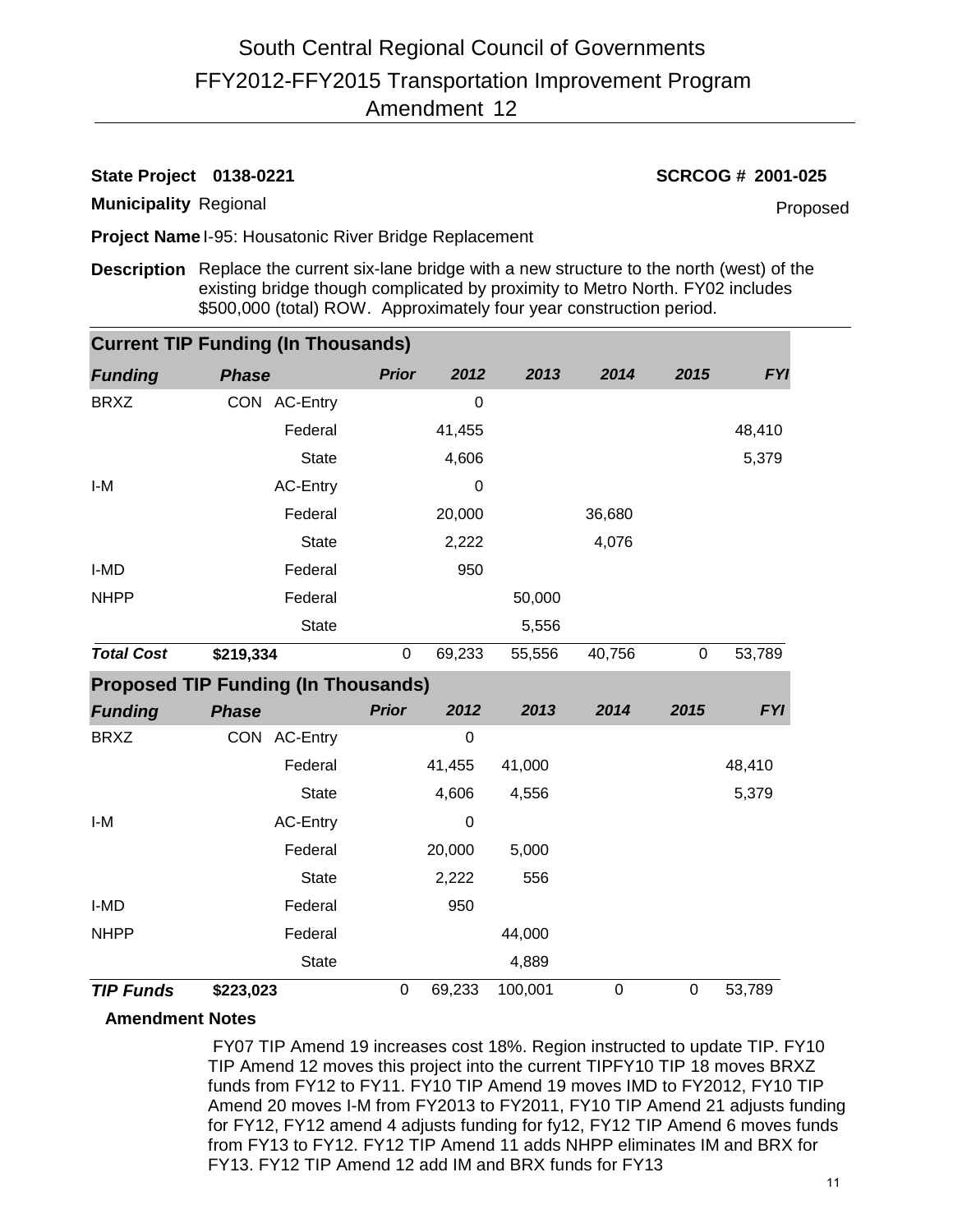# South Central Regional Council of Governments
## FFY2012-FFY2015 Transportation Improvement Program
### Amendment 12

**State Project** **0138-0221** **SCRCOG # 2001-025**

**Municipality** Regional Proposed

**Project Name** I-95: Housatonic River Bridge Replacement

**Description** Replace the current six-lane bridge with a new structure to the north (west) of the existing bridge though complicated by proximity to Metro North. FY02 includes $500,000 (total) ROW. Approximately four year construction period.

**Current TIP Funding (In Thousands)**

| *Funding* | *Phase* | | *Prior* | *2012* | *2013* | *2014* | *2015* | *FYI* |
|---|---|---|---|---|---|---|---|---|
| BRXZ | CON | AC-Entry | | 0 | | | | |
| | | Federal | | 41,455 | | | | 48,410 |
| | | State | | 4,606 | | | | 5,379 |
| I-M | | AC-Entry | | 0 | | | | |
| | | Federal | | 20,000 | | 36,680 | | |
| | | State | | 2,222 | | 4,076 | | |
| I-MD | | Federal | | 950 | | | | |
| NHPP | | Federal | | | 50,000 | | | |
| | | State | | | 5,556 | | | |
| ***Total Cost*** | **$219,334** | | 0 | 69,233 | 55,556 | 40,756 | 0 | 53,789 |

**Proposed TIP Funding (In Thousands)**

| *Funding* | *Phase* | | *Prior* | *2012* | *2013* | *2014* | *2015* | *FYI* |
|---|---|---|---|---|---|---|---|---|
| BRXZ | CON | AC-Entry | | 0 | | | | |
| | | Federal | | 41,455 | 41,000 | | | 48,410 |
| | | State | | 4,606 | 4,556 | | | 5,379 |
| I-M | | AC-Entry | | 0 | | | | |
| | | Federal | | 20,000 | 5,000 | | | |
| | | State | | 2,222 | 556 | | | |
| I-MD | | Federal | | 950 | | | | |
| NHPP | | Federal | | | 44,000 | | | |
| | | State | | | 4,889 | | | |
| ***TIP Funds*** | **$223,023** | | 0 | 69,233 | 100,001 | 0 | 0 | 53,789 |

**Amendment Notes**

FY07 TIP Amend 19 increases cost 18%. Region instructed to update TIP. FY10 TIP Amend 12 moves this project into the current TIPFY10 TIP 18 moves BRXZ funds from FY12 to FY11. FY10 TIP Amend 19 moves IMD to FY2012, FY10 TIP Amend 20 moves I-M from FY2013 to FY2011, FY10 TIP Amend 21 adjusts funding for FY12, FY12 amend 4 adjusts funding for fy12, FY12 TIP Amend 6 moves funds from FY13 to FY12. FY12 TIP Amend 11 adds NHPP eliminates IM and BRX for FY13. FY12 TIP Amend 12 add IM and BRX funds for FY13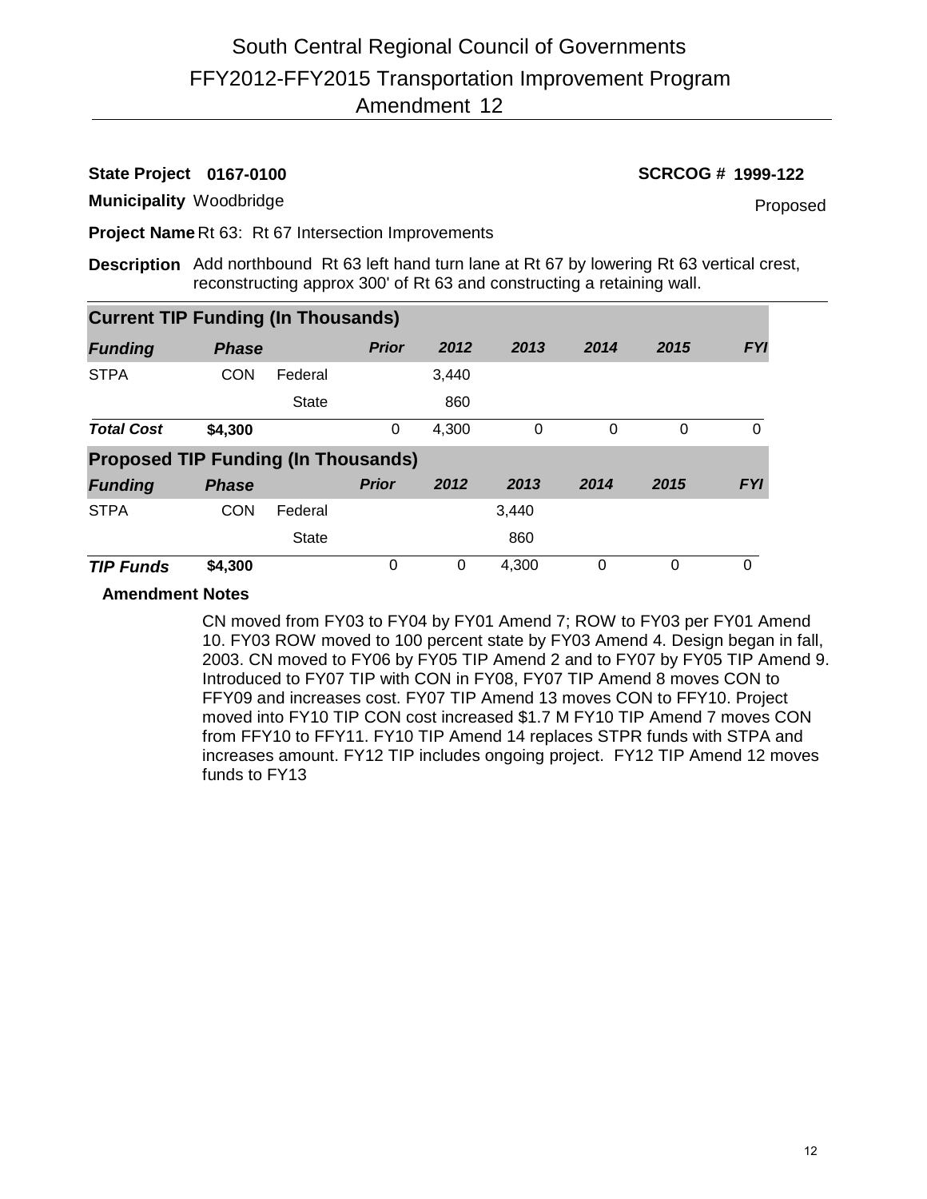# South Central Regional Council of Governments

## FFY2012-FFY2015 Transportation Improvement Program

## Amendment 12

**State Project** **0167-0100** **SCRCOG # 1999-122**

**Municipality** Woodbridge Proposed

**Project Name** Rt 63: Rt 67 Intersection Improvements

**Description** Add northbound Rt 63 left hand turn lane at Rt 67 by lowering Rt 63 vertical crest, reconstructing approx 300' of Rt 63 and constructing a retaining wall.

**Current TIP Funding (In Thousands)**

| *Funding* | *Phase* | | *Prior* | *2012* | *2013* | *2014* | *2015* | *FYI* |
|---|---|---|---|---|---|---|---|---|
| STPA | CON | Federal | | 3,440 | | | | |
| | | State | | 860 | | | | |
| ***Total Cost*** | **$4,300** | | 0 | 4,300 | 0 | 0 | 0 | 0 |

**Proposed TIP Funding (In Thousands)**

| *Funding* | *Phase* | | *Prior* | *2012* | *2013* | *2014* | *2015* | *FYI* |
|---|---|---|---|---|---|---|---|---|
| STPA | CON | Federal | | | 3,440 | | | |
| | | State | | | 860 | | | |
| ***TIP Funds*** | **$4,300** | | 0 | 0 | 4,300 | 0 | 0 | 0 |

**Amendment Notes**

CN moved from FY03 to FY04 by FY01 Amend 7; ROW to FY03 per FY01 Amend 10. FY03 ROW moved to 100 percent state by FY03 Amend 4. Design began in fall, 2003. CN moved to FY06 by FY05 TIP Amend 2 and to FY07 by FY05 TIP Amend 9. Introduced to FY07 TIP with CON in FY08, FY07 TIP Amend 8 moves CON to FFY09 and increases cost. FY07 TIP Amend 13 moves CON to FFY10. Project moved into FY10 TIP CON cost increased $1.7 M FY10 TIP Amend 7 moves CON from FFY10 to FFY11. FY10 TIP Amend 14 replaces STPR funds with STPA and increases amount. FY12 TIP includes ongoing project. FY12 TIP Amend 12 moves funds to FY13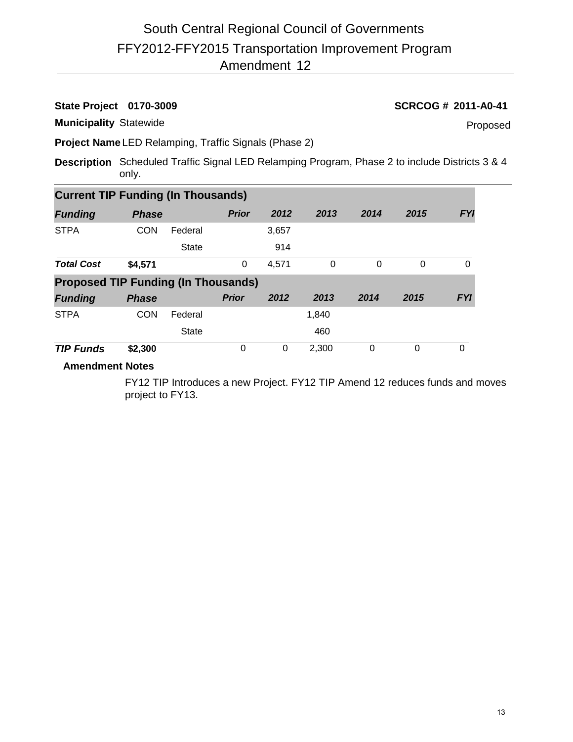# South Central Regional Council of Governments

## FFY2012-FFY2015 Transportation Improvement Program

## Amendment 12

**State Project** **0170-3009** **SCRCOG # 2011-A0-41**

**Municipality** Statewide Proposed

**Project Name** LED Relamping, Traffic Signals (Phase 2)

**Description** Scheduled Traffic Signal LED Relamping Program, Phase 2 to include Districts 3 & 4 only.

**Current TIP Funding (In Thousands)**

| *Funding* | *Phase* | | *Prior* | *2012* | *2013* | *2014* | *2015* | *FYI* |
|---|---|---|---|---|---|---|---|---|
| STPA | CON | Federal | | 3,657 | | | | |
| | | State | | 914 | | | | |
| *Total Cost* | **$4,571** | | 0 | 4,571 | 0 | 0 | 0 | 0 |

**Proposed TIP Funding (In Thousands)**

| *Funding* | *Phase* | | *Prior* | *2012* | *2013* | *2014* | *2015* | *FYI* |
|---|---|---|---|---|---|---|---|---|
| STPA | CON | Federal | | | 1,840 | | | |
| | | State | | | 460 | | | |
| *TIP Funds* | **$2,300** | | 0 | 0 | 2,300 | 0 | 0 | 0 |

**Amendment Notes**

FY12 TIP Introduces a new Project. FY12 TIP Amend 12 reduces funds and moves project to FY13.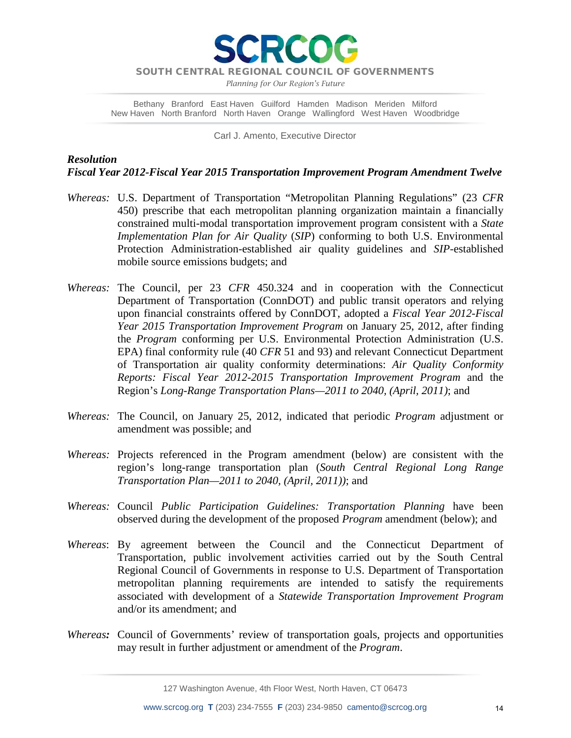# SCRCOG

**SOUTH CENTRAL REGIONAL COUNCIL OF GOVERNMENTS**

*Planning for Our Region's Future*

Bethany Branford East Haven Guilford Hamden Madison Meriden Milford
New Haven North Branford North Haven Orange Wallingford West Haven Woodbridge

Carl J. Amento, Executive Director

***Resolution***
***Fiscal Year 2012-Fiscal Year 2015 Transportation Improvement Program Amendment Twelve***

*Whereas:* U.S. Department of Transportation "Metropolitan Planning Regulations" (23 *CFR* 450) prescribe that each metropolitan planning organization maintain a financially constrained multi-modal transportation improvement program consistent with a *State Implementation Plan for Air Quality* (*SIP*) conforming to both U.S. Environmental Protection Administration-established air quality guidelines and *SIP*-established mobile source emissions budgets; and

*Whereas:* The Council, per 23 *CFR* 450.324 and in cooperation with the Connecticut Department of Transportation (ConnDOT) and public transit operators and relying upon financial constraints offered by ConnDOT, adopted a *Fiscal Year 2012-Fiscal Year 2015 Transportation Improvement Program* on January 25, 2012, after finding the *Program* conforming per U.S. Environmental Protection Administration (U.S. EPA) final conformity rule (40 *CFR* 51 and 93) and relevant Connecticut Department of Transportation air quality conformity determinations: *Air Quality Conformity Reports: Fiscal Year 2012-2015 Transportation Improvement Program* and the Region's *Long-Range Transportation Plans—2011 to 2040, (April, 2011)*; and

*Whereas:* The Council, on January 25, 2012, indicated that periodic *Program* adjustment or amendment was possible; and

*Whereas:* Projects referenced in the Program amendment (below) are consistent with the region's long-range transportation plan (*South Central Regional Long Range Transportation Plan—2011 to 2040, (April, 2011))*; and

*Whereas:* Council *Public Participation Guidelines: Transportation Planning* have been observed during the development of the proposed *Program* amendment (below); and

*Whereas*: By agreement between the Council and the Connecticut Department of Transportation, public involvement activities carried out by the South Central Regional Council of Governments in response to U.S. Department of Transportation metropolitan planning requirements are intended to satisfy the requirements associated with development of a *Statewide Transportation Improvement Program* and/or its amendment; and

*Whereas**:*** Council of Governments' review of transportation goals, projects and opportunities may result in further adjustment or amendment of the *Program*.

127 Washington Avenue, 4th Floor West, North Haven, CT 06473

www.scrcog.org **T** (203) 234-7555 **F** (203) 234-9850 camento@scrcog.org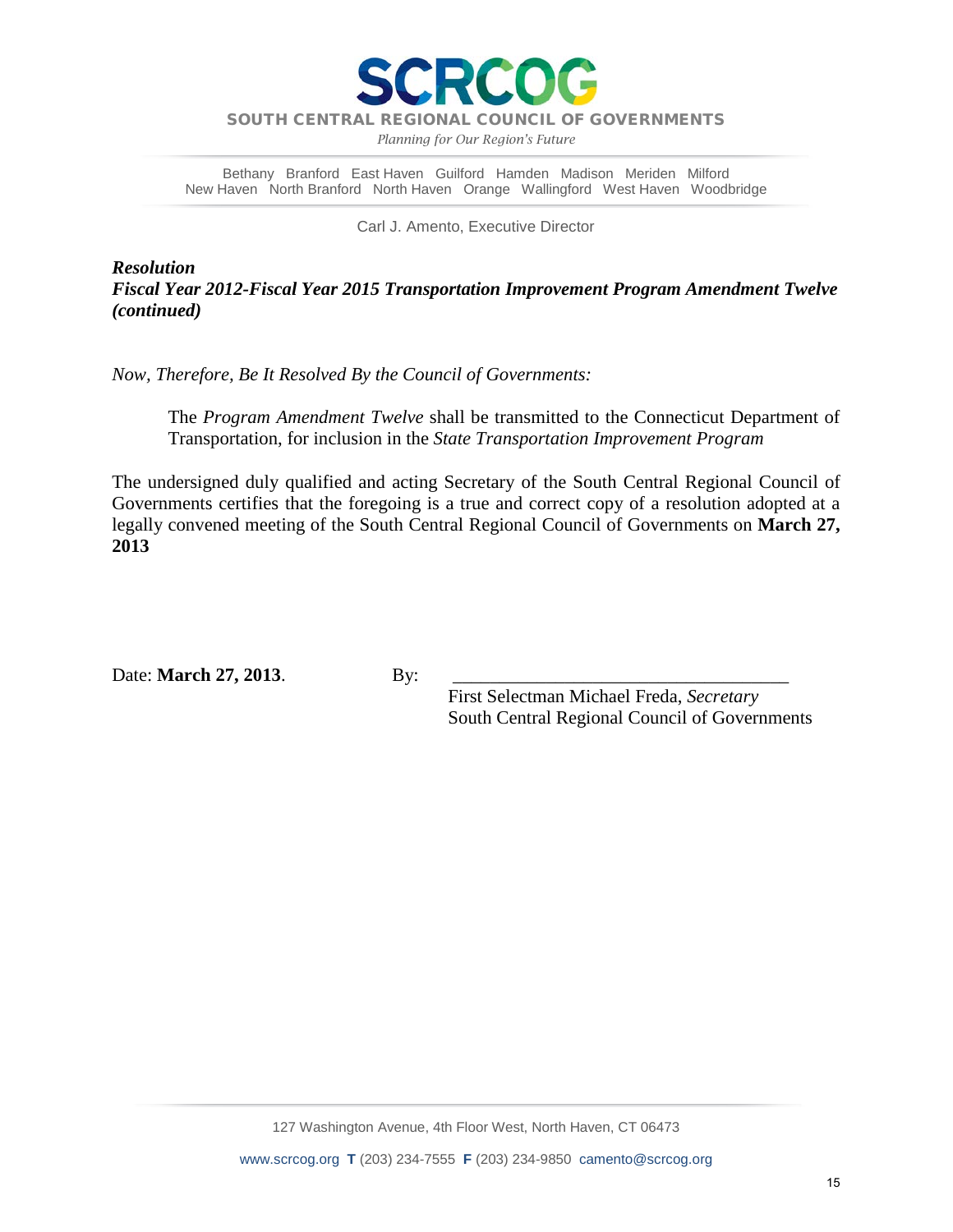SCRCOG

SOUTH CENTRAL REGIONAL COUNCIL OF GOVERNMENTS

*Planning for Our Region's Future*

Bethany Branford East Haven Guilford Hamden Madison Meriden Milford
New Haven North Branford North Haven Orange Wallingford West Haven Woodbridge

Carl J. Amento, Executive Director

***Resolution***
***Fiscal Year 2012-Fiscal Year 2015 Transportation Improvement Program Amendment Twelve (continued)***

*Now, Therefore, Be It Resolved By the Council of Governments:*

> The *Program Amendment Twelve* shall be transmitted to the Connecticut Department of Transportation, for inclusion in the *State Transportation Improvement Program*

The undersigned duly qualified and acting Secretary of the South Central Regional Council of Governments certifies that the foregoing is a true and correct copy of a resolution adopted at a legally convened meeting of the South Central Regional Council of Governments on **March 27, 2013**

Date: **March 27, 2013**.

By: ____________________________________

First Selectman Michael Freda, *Secretary*
South Central Regional Council of Governments

127 Washington Avenue, 4th Floor West, North Haven, CT 06473

www.scrcog.org **T** (203) 234-7555 **F** (203) 234-9850 camento@scrcog.org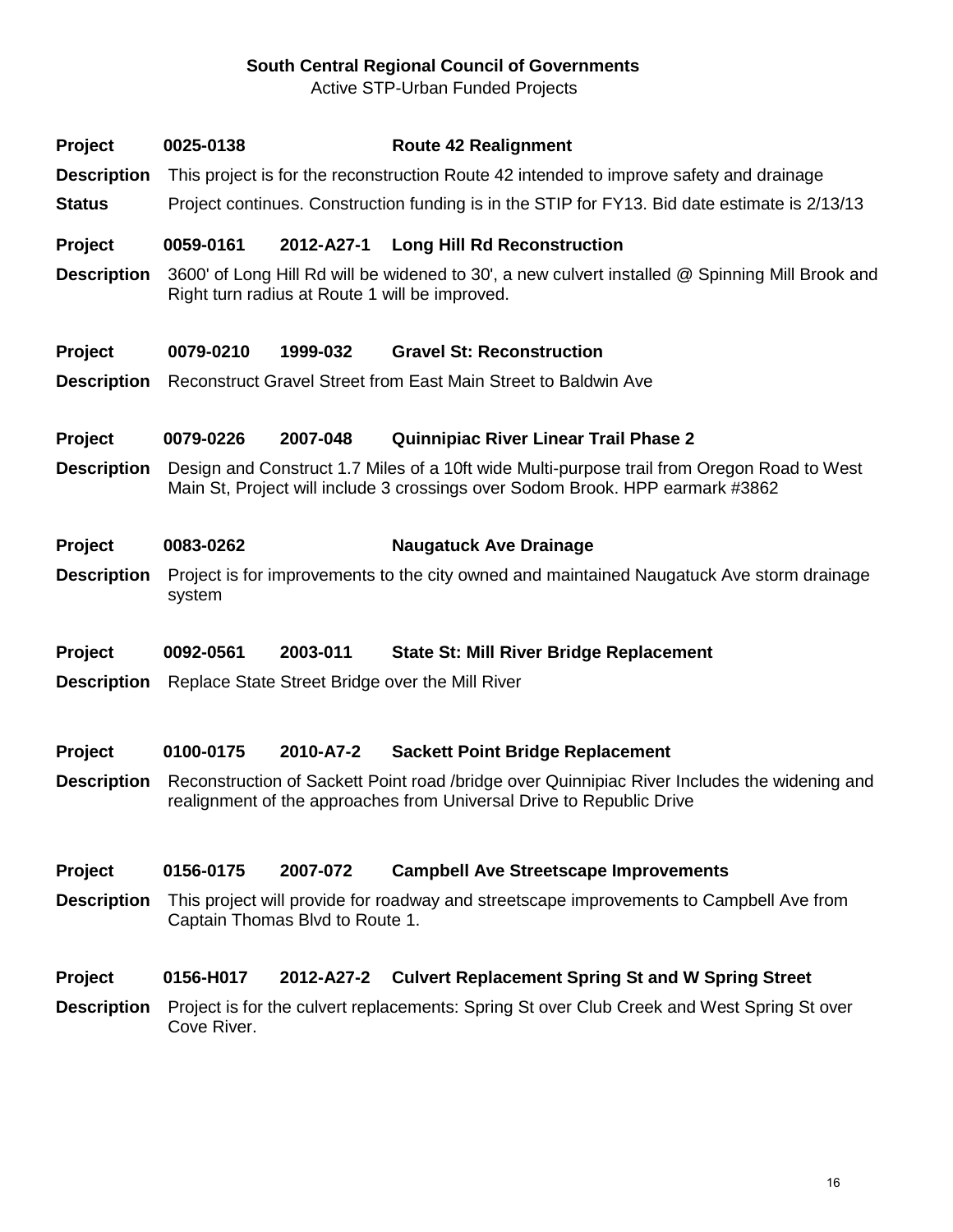**South Central Regional Council of Governments**

Active STP-Urban Funded Projects

**Project** **0025-0138** **Route 42 Realignment**

**Description** This project is for the reconstruction Route 42 intended to improve safety and drainage

**Status** Project continues. Construction funding is in the STIP for FY13. Bid date estimate is 2/13/13

**Project** **0059-0161** **2012-A27-1** **Long Hill Rd Reconstruction**

**Description** 3600' of Long Hill Rd will be widened to 30', a new culvert installed @ Spinning Mill Brook and Right turn radius at Route 1 will be improved.

**Project** **0079-0210** **1999-032** **Gravel St: Reconstruction**

**Description** Reconstruct Gravel Street from East Main Street to Baldwin Ave

**Project** **0079-0226** **2007-048** **Quinnipiac River Linear Trail Phase 2**

**Description** Design and Construct 1.7 Miles of a 10ft wide Multi-purpose trail from Oregon Road to West Main St, Project will include 3 crossings over Sodom Brook. HPP earmark #3862

**Project** **0083-0262** **Naugatuck Ave Drainage**

**Description** Project is for improvements to the city owned and maintained Naugatuck Ave storm drainage system

**Project** **0092-0561** **2003-011** **State St: Mill River Bridge Replacement**

**Description** Replace State Street Bridge over the Mill River

**Project** **0100-0175** **2010-A7-2** **Sackett Point Bridge Replacement**

**Description** Reconstruction of Sackett Point road /bridge over Quinnipiac River Includes the widening and realignment of the approaches from Universal Drive to Republic Drive

**Project** **0156-0175** **2007-072** **Campbell Ave Streetscape Improvements**

**Description** This project will provide for roadway and streetscape improvements to Campbell Ave from Captain Thomas Blvd to Route 1.

**Project** **0156-H017** **2012-A27-2** **Culvert Replacement Spring St and W Spring Street**

**Description** Project is for the culvert replacements: Spring St over Club Creek and West Spring St over Cove River.